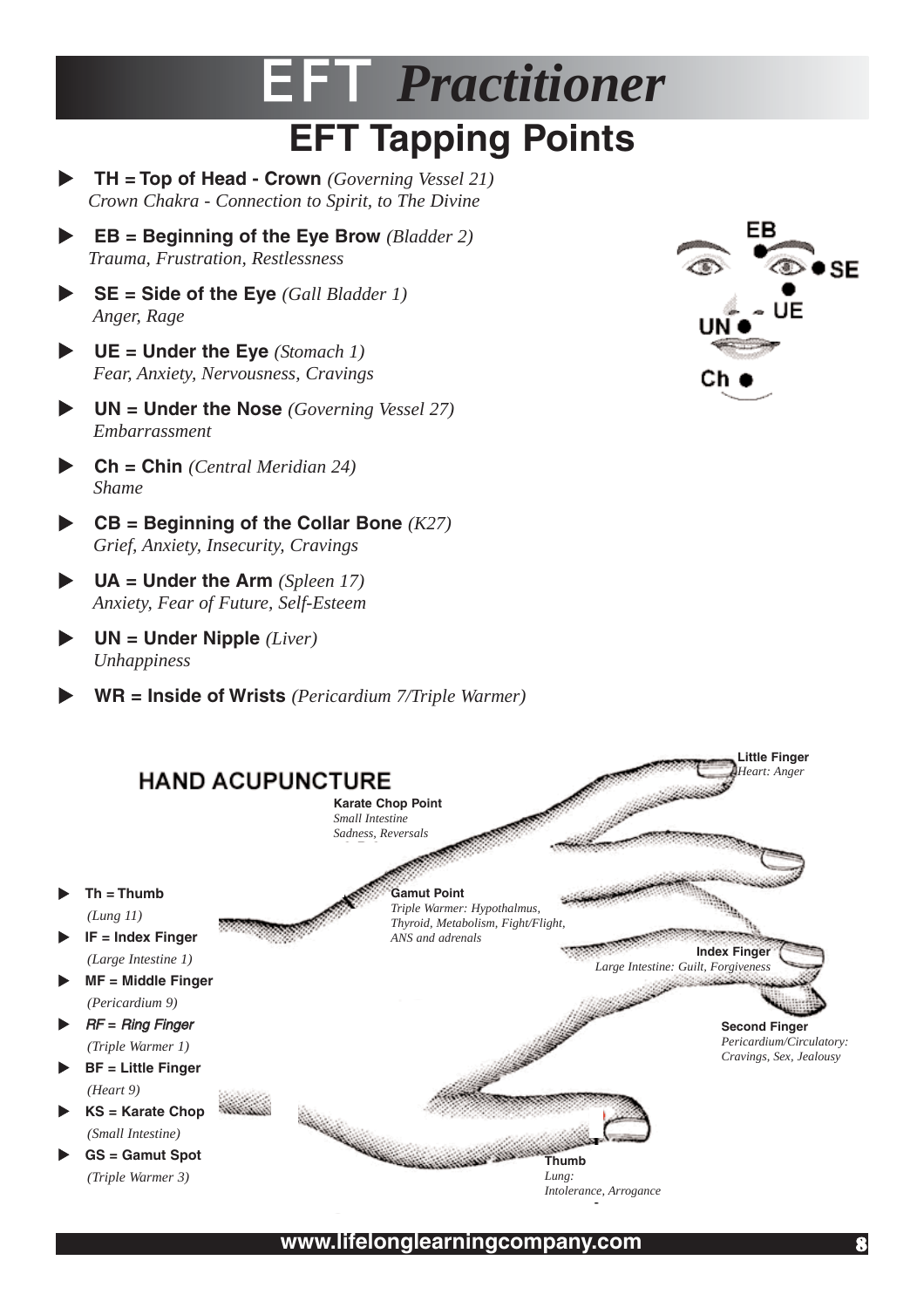# EFT *Practitioner*

## EFT Tapping Points

- **TH = Top of Head - Crown** *(Governing Vessel 21)*
  *Crown Chakra - Connection to Spirit, to The Divine*
- **EB = Beginning of the Eye Brow** *(Bladder 2)*
  *Trauma, Frustration, Restlessness*
- **SE = Side of the Eye** *(Gall Bladder 1)*
  *Anger, Rage*
- **UE = Under the Eye** *(Stomach 1)*
  *Fear, Anxiety, Nervousness, Cravings*
- **UN = Under the Nose** *(Governing Vessel 27)*
  *Embarrassment*
- **Ch = Chin** *(Central Meridian 24)*
  *Shame*
- **CB = Beginning of the Collar Bone** *(K27)*
  *Grief, Anxiety, Insecurity, Cravings*
- **UA = Under the Arm** *(Spleen 17)*
  *Anxiety, Fear of Future, Self-Esteem*
- **UN = Under Nipple** *(Liver)*
  *Unhappiness*
- **WR = Inside of Wrists** *(Pericardium 7/Triple Warmer)*

EB
SE
UE
UN
Ch

### HAND ACUPUNCTURE

- **Th = Thumb**
  *(Lung 11)*
- **IF = Index Finger**
  *(Large Intestine 1)*
- **MF = Middle Finger**
  *(Pericardium 9)*
- ***RF = Ring Finger***
  *(Triple Warmer 1)*
- **BF = Little Finger**
  *(Heart 9)*
- **KS = Karate Chop**
  *(Small Intestine)*
- **GS = Gamut Spot**
  *(Triple Warmer 3)*

**Little Finger**
*Heart: Anger*

**Karate Chop Point**
*Small Intestine*
*Sadness, Reversals*

**Gamut Point**
*Triple Warmer: Hypothalmus, Thyroid, Metabolism, Fight/Flight, ANS and adrenals*

**Index Finger**
*Large Intestine: Guilt, Forgiveness*

**Second Finger**
*Pericardium/Circulatory: Cravings, Sex, Jealousy*

**Thumb**
*Lung:*
*Intolerance, Arrogance*

**www.lifelonglearningcompany.com**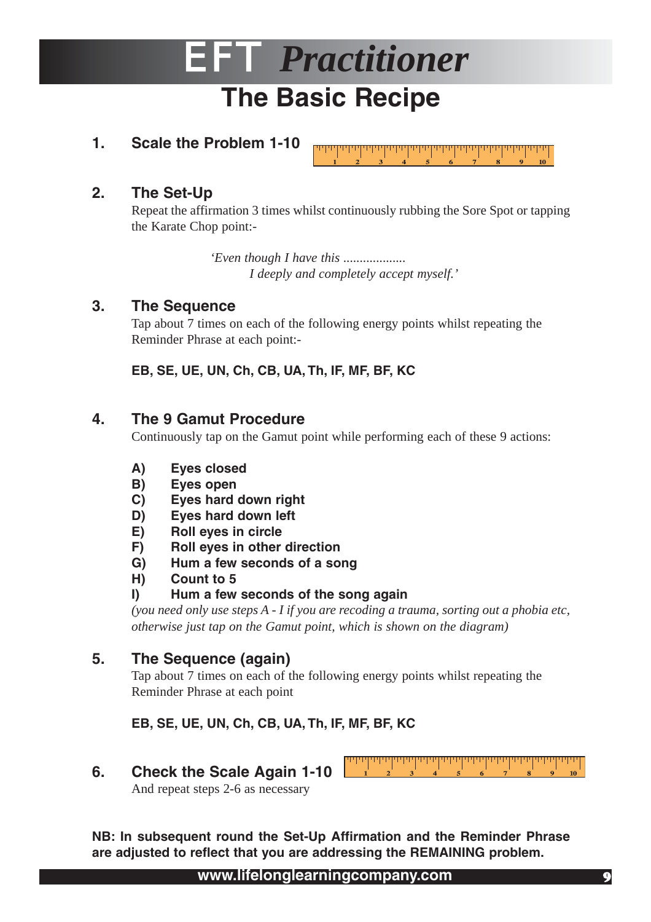# EFT *Practitioner*

## The Basic Recipe

### 1. Scale the Problem 1-10

1 2 3 4 5 6 7 8 9 10

### 2. The Set-Up

Repeat the affirmation 3 times whilst continuously rubbing the Sore Spot or tapping the Karate Chop point:-

*'Even though I have this ..................*
*I deeply and completely accept myself.'*

### 3. The Sequence

Tap about 7 times on each of the following energy points whilst repeating the Reminder Phrase at each point:-

**EB, SE, UE, UN, Ch, CB, UA, Th, IF, MF, BF, KC**

### 4. The 9 Gamut Procedure

Continuously tap on the Gamut point while performing each of these 9 actions:

**A) Eyes closed**
**B) Eyes open**
**C) Eyes hard down right**
**D) Eyes hard down left**
**E) Roll eyes in circle**
**F) Roll eyes in other direction**
**G) Hum a few seconds of a song**
**H) Count to 5**
**I) Hum a few seconds of the song again**

*(you need only use steps A - I if you are recoding a trauma, sorting out a phobia etc, otherwise just tap on the Gamut point, which is shown on the diagram)*

### 5. The Sequence (again)

Tap about 7 times on each of the following energy points whilst repeating the Reminder Phrase at each point

**EB, SE, UE, UN, Ch, CB, UA, Th, IF, MF, BF, KC**

### 6. Check the Scale Again 1-10

1 2 3 4 5 6 7 8 9 10

And repeat steps 2-6 as necessary

**NB: In subsequent round the Set-Up Affirmation and the Reminder Phrase are adjusted to reflect that you are addressing the REMAINING problem.**

**www.lifelonglearningcompany.com**